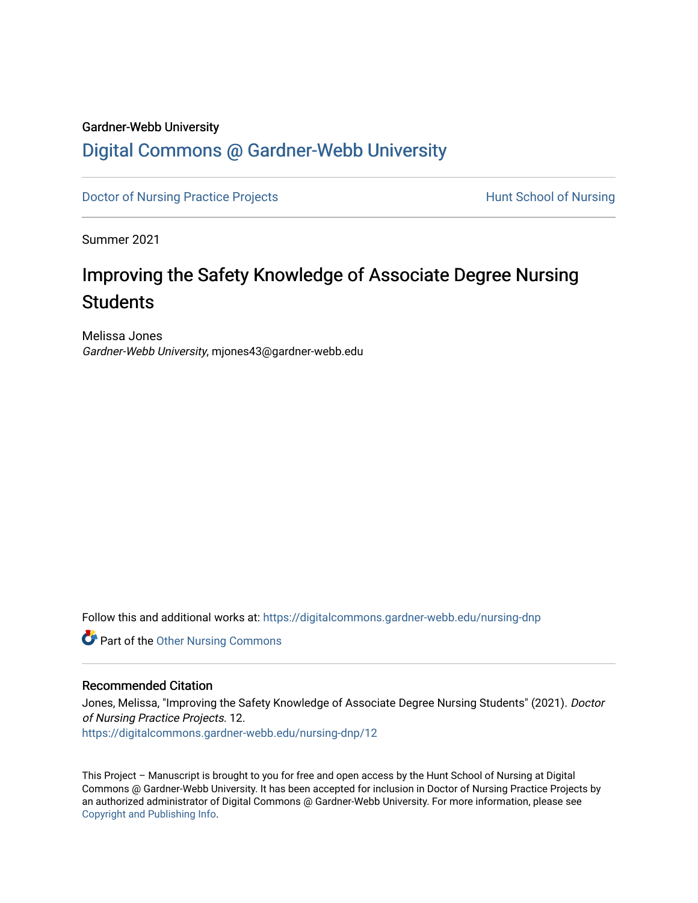Gardner-Webb University

# Digital Commons @ Gardner-Webb University

Doctor of Nursing Practice Projects | Hunt School of Nursing

Summer 2021

## Improving the Safety Knowledge of Associate Degree Nursing Students

Melissa Jones
*Gardner-Webb University*, mjones43@gardner-webb.edu

Follow this and additional works at: https://digitalcommons.gardner-webb.edu/nursing-dnp

Part of the Other Nursing Commons

### Recommended Citation

Jones, Melissa, "Improving the Safety Knowledge of Associate Degree Nursing Students" (2021). *Doctor of Nursing Practice Projects*. 12.
https://digitalcommons.gardner-webb.edu/nursing-dnp/12

This Project – Manuscript is brought to you for free and open access by the Hunt School of Nursing at Digital Commons @ Gardner-Webb University. It has been accepted for inclusion in Doctor of Nursing Practice Projects by an authorized administrator of Digital Commons @ Gardner-Webb University. For more information, please see Copyright and Publishing Info.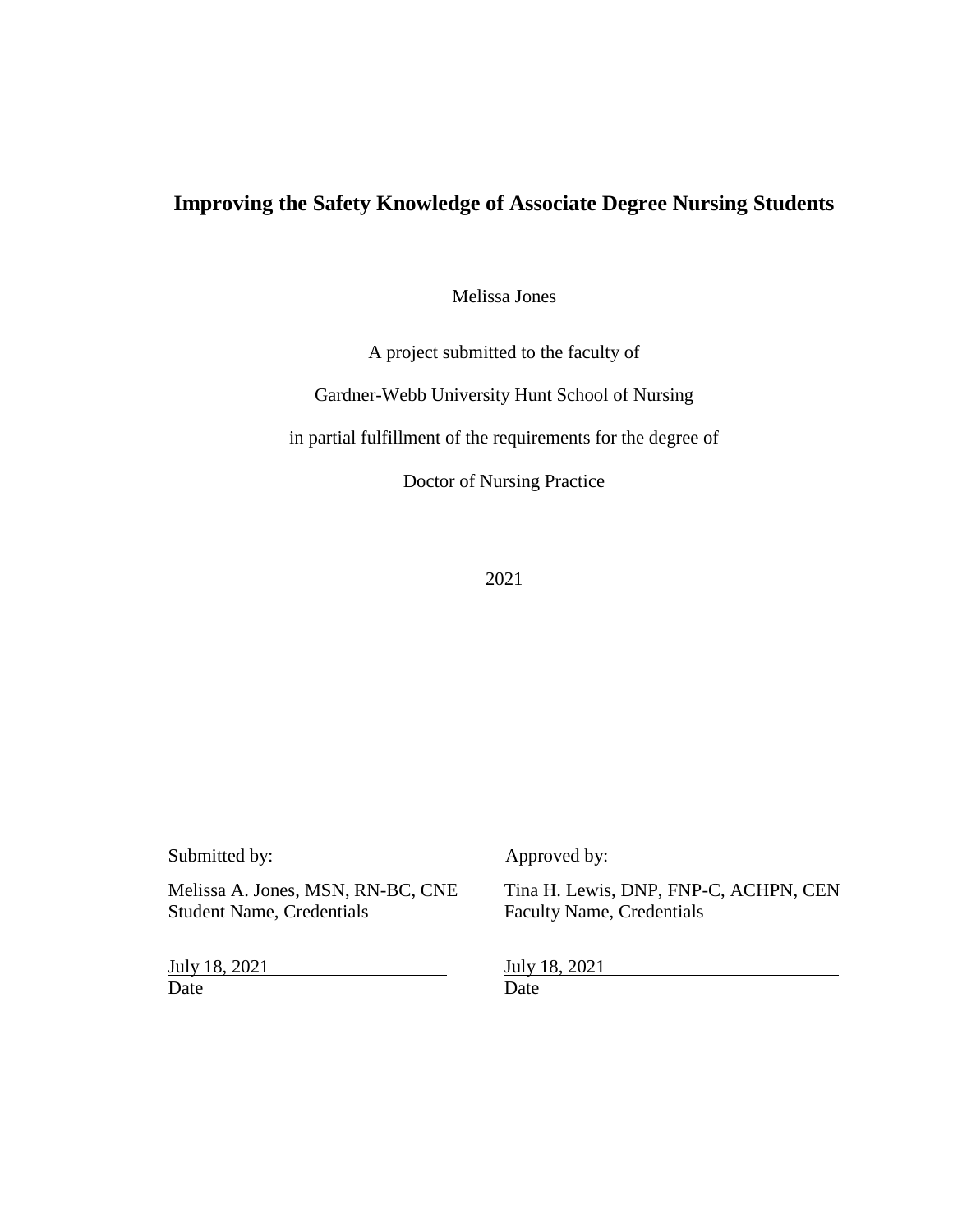# Improving the Safety Knowledge of Associate Degree Nursing Students

Melissa Jones

A project submitted to the faculty of

Gardner-Webb University Hunt School of Nursing

in partial fulfillment of the requirements for the degree of

Doctor of Nursing Practice

2021

| Submitted by: | Approved by: |
|---|---|
| Melissa A. Jones, MSN, RN-BC, CNE | Tina H. Lewis, DNP, FNP-C, ACHPN, CEN |
| Student Name, Credentials | Faculty Name, Credentials |
| July 18, 2021 | July 18, 2021 |
| Date | Date |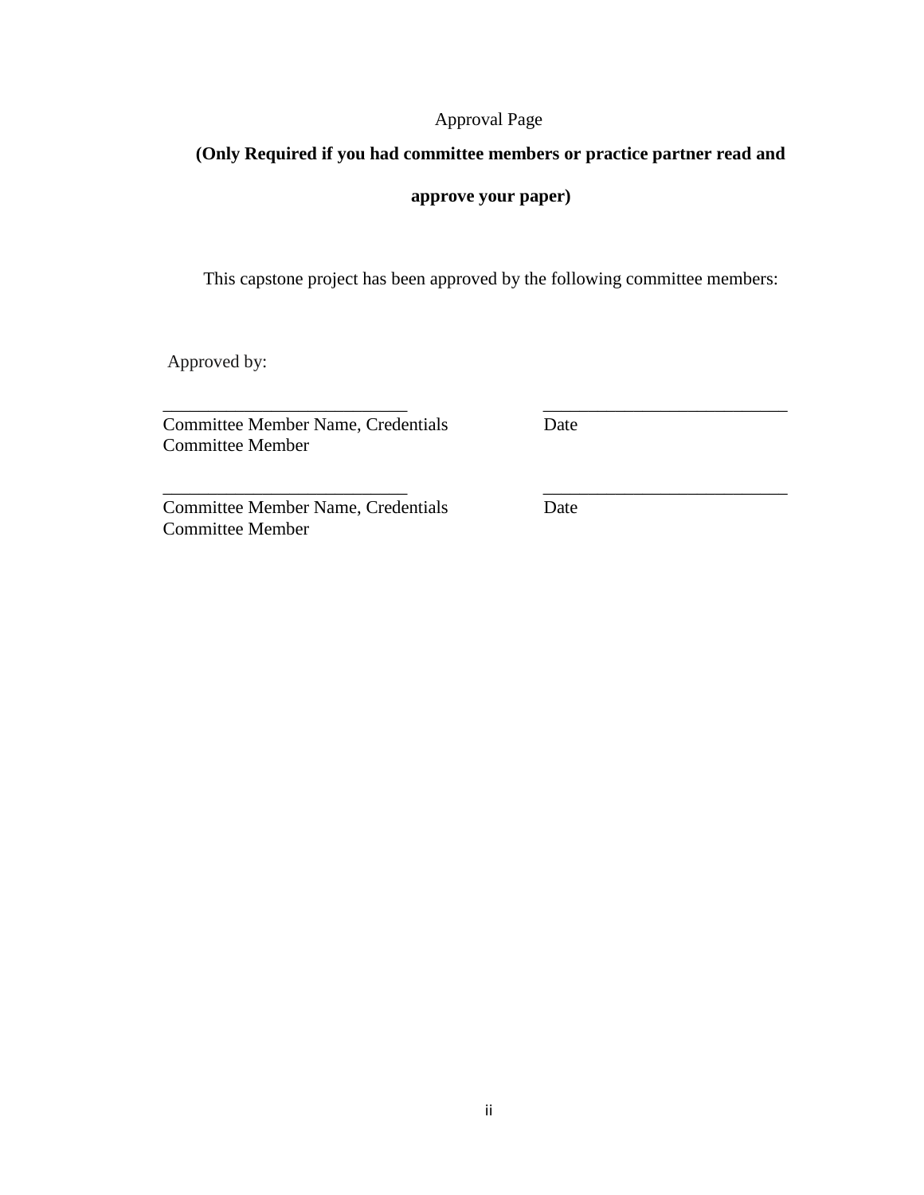Approval Page

**(Only Required if you had committee members or practice partner read and approve your paper)**

This capstone project has been approved by the following committee members:

Approved by:

| | |
|---|---|
| ___________________________ | ___________________________ |
| Committee Member Name, Credentials<br>Committee Member | Date |
| ___________________________ | ___________________________ |
| Committee Member Name, Credentials<br>Committee Member | Date |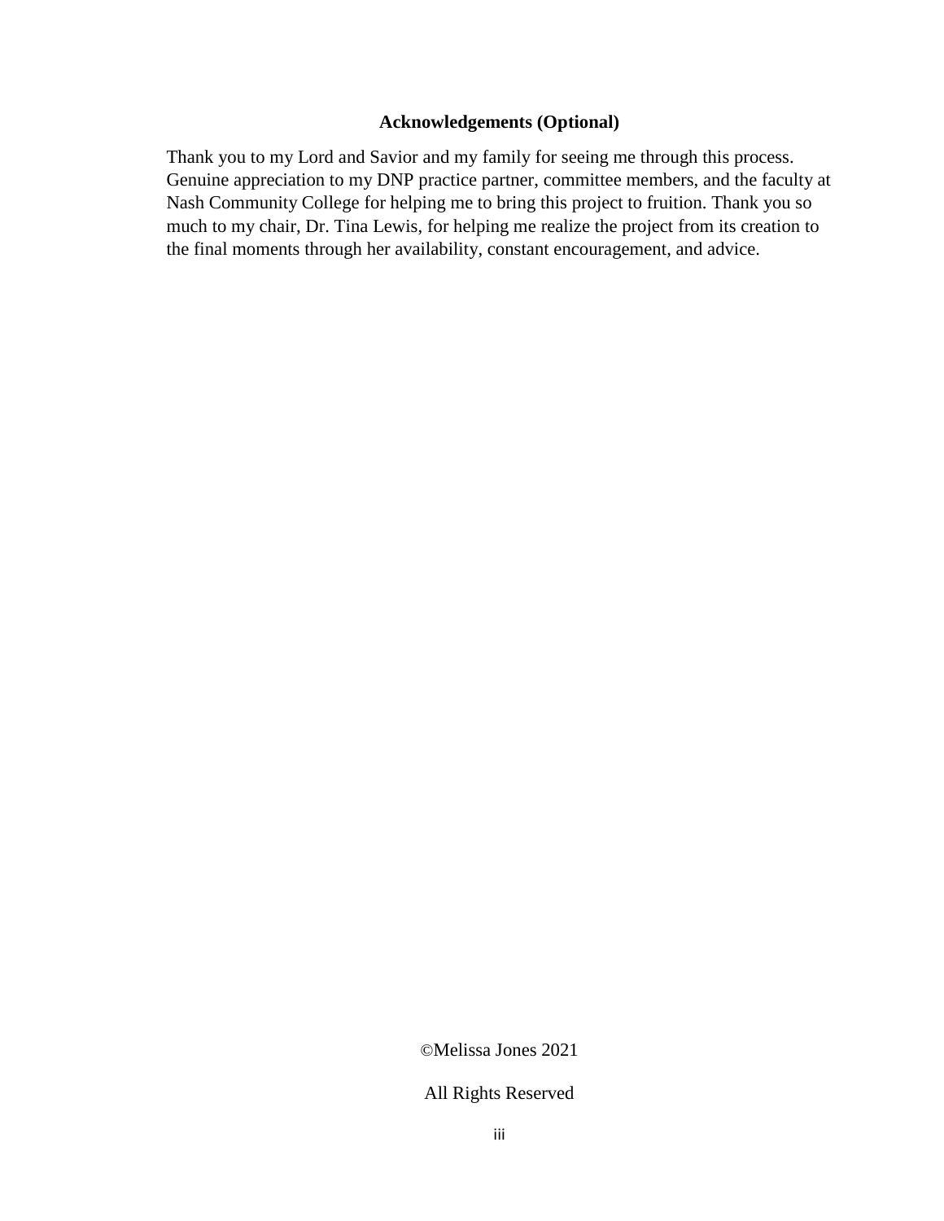## Acknowledgements (Optional)

Thank you to my Lord and Savior and my family for seeing me through this process. Genuine appreciation to my DNP practice partner, committee members, and the faculty at Nash Community College for helping me to bring this project to fruition. Thank you so much to my chair, Dr. Tina Lewis, for helping me realize the project from its creation to the final moments through her availability, constant encouragement, and advice.

©Melissa Jones 2021

All Rights Reserved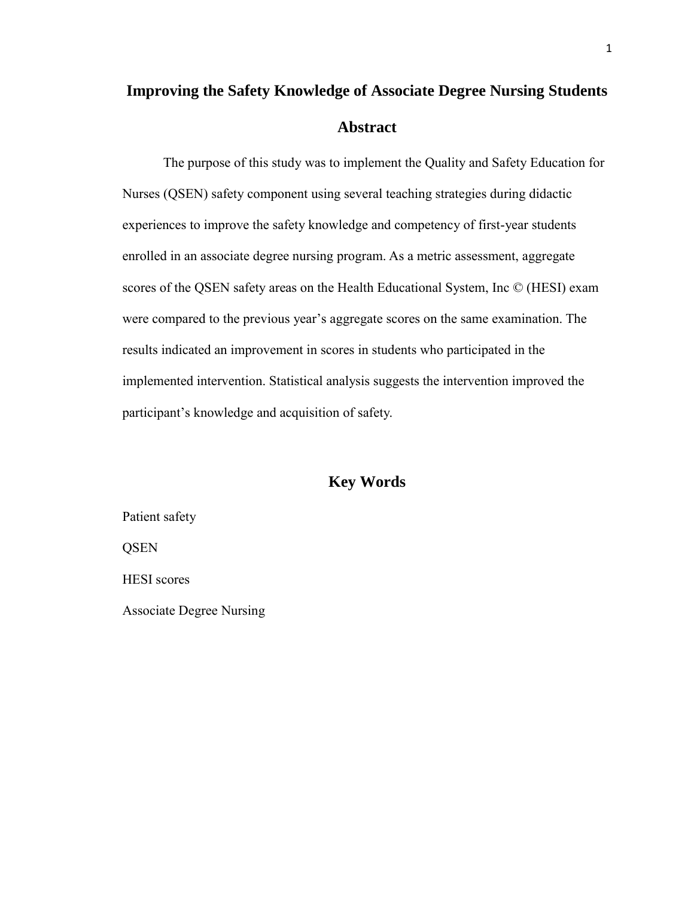# Improving the Safety Knowledge of Associate Degree Nursing Students

## Abstract

The purpose of this study was to implement the Quality and Safety Education for Nurses (QSEN) safety component using several teaching strategies during didactic experiences to improve the safety knowledge and competency of first-year students enrolled in an associate degree nursing program. As a metric assessment, aggregate scores of the QSEN safety areas on the Health Educational System, Inc © (HESI) exam were compared to the previous year's aggregate scores on the same examination. The results indicated an improvement in scores in students who participated in the implemented intervention. Statistical analysis suggests the intervention improved the participant's knowledge and acquisition of safety.

## Key Words

Patient safety

QSEN

HESI scores

Associate Degree Nursing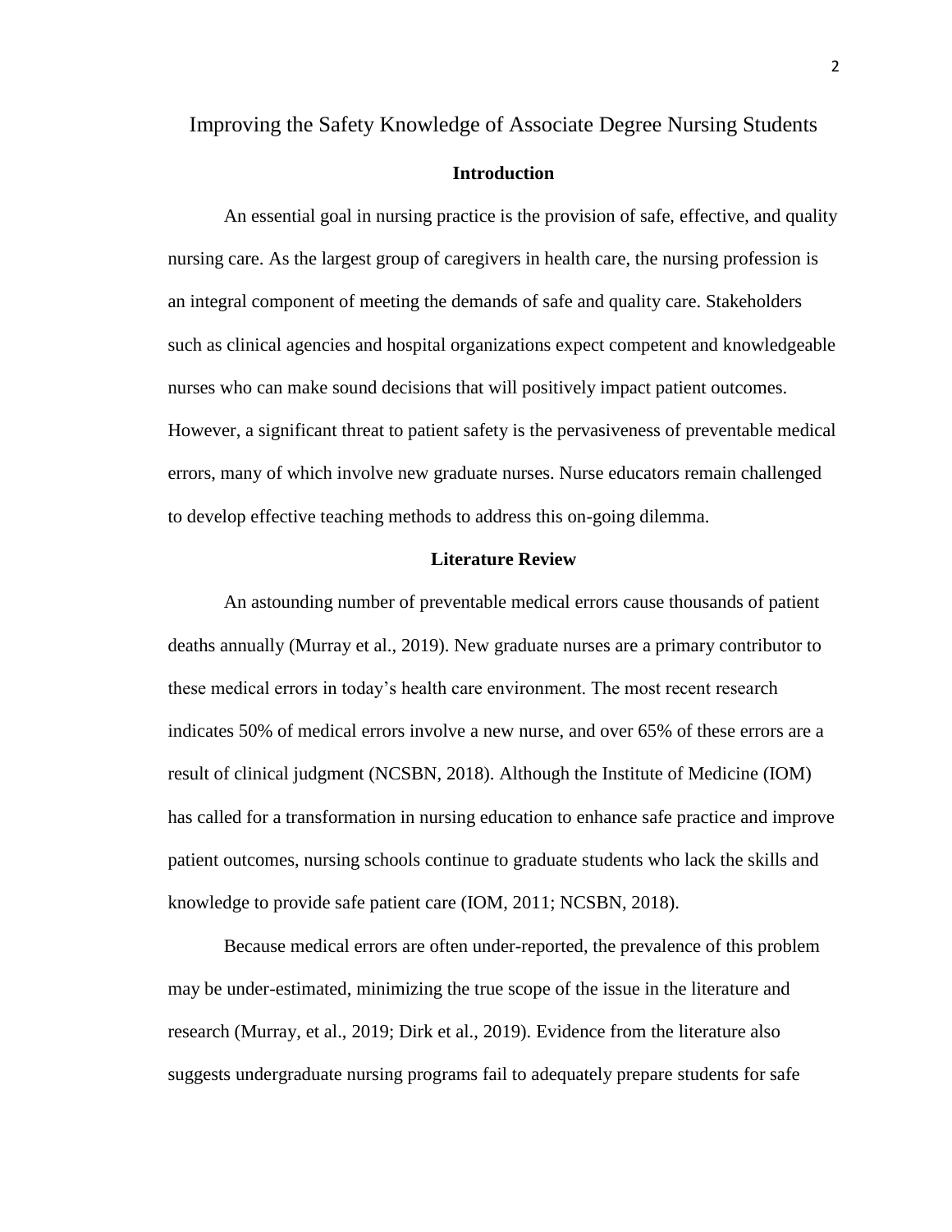# Improving the Safety Knowledge of Associate Degree Nursing Students

## Introduction

An essential goal in nursing practice is the provision of safe, effective, and quality nursing care. As the largest group of caregivers in health care, the nursing profession is an integral component of meeting the demands of safe and quality care. Stakeholders such as clinical agencies and hospital organizations expect competent and knowledgeable nurses who can make sound decisions that will positively impact patient outcomes. However, a significant threat to patient safety is the pervasiveness of preventable medical errors, many of which involve new graduate nurses. Nurse educators remain challenged to develop effective teaching methods to address this on-going dilemma.

## Literature Review

An astounding number of preventable medical errors cause thousands of patient deaths annually (Murray et al., 2019). New graduate nurses are a primary contributor to these medical errors in today's health care environment. The most recent research indicates 50% of medical errors involve a new nurse, and over 65% of these errors are a result of clinical judgment (NCSBN, 2018). Although the Institute of Medicine (IOM) has called for a transformation in nursing education to enhance safe practice and improve patient outcomes, nursing schools continue to graduate students who lack the skills and knowledge to provide safe patient care (IOM, 2011; NCSBN, 2018).

Because medical errors are often under-reported, the prevalence of this problem may be under-estimated, minimizing the true scope of the issue in the literature and research (Murray, et al., 2019; Dirk et al., 2019). Evidence from the literature also suggests undergraduate nursing programs fail to adequately prepare students for safe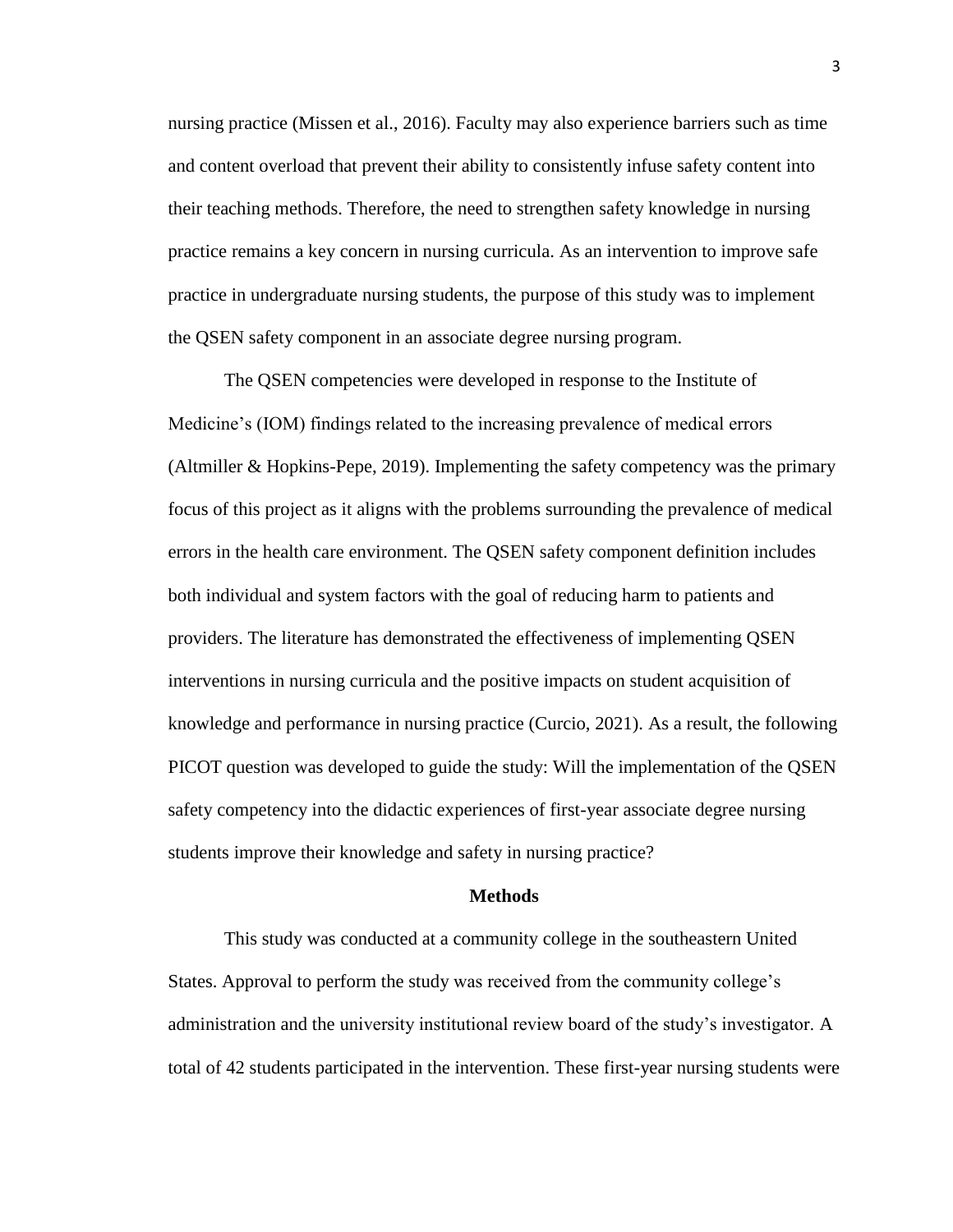nursing practice (Missen et al., 2016). Faculty may also experience barriers such as time and content overload that prevent their ability to consistently infuse safety content into their teaching methods. Therefore, the need to strengthen safety knowledge in nursing practice remains a key concern in nursing curricula. As an intervention to improve safe practice in undergraduate nursing students, the purpose of this study was to implement the QSEN safety component in an associate degree nursing program.

The QSEN competencies were developed in response to the Institute of Medicine's (IOM) findings related to the increasing prevalence of medical errors (Altmiller & Hopkins-Pepe, 2019). Implementing the safety competency was the primary focus of this project as it aligns with the problems surrounding the prevalence of medical errors in the health care environment. The QSEN safety component definition includes both individual and system factors with the goal of reducing harm to patients and providers. The literature has demonstrated the effectiveness of implementing QSEN interventions in nursing curricula and the positive impacts on student acquisition of knowledge and performance in nursing practice (Curcio, 2021). As a result, the following PICOT question was developed to guide the study: Will the implementation of the QSEN safety competency into the didactic experiences of first-year associate degree nursing students improve their knowledge and safety in nursing practice?

## Methods

This study was conducted at a community college in the southeastern United States. Approval to perform the study was received from the community college's administration and the university institutional review board of the study's investigator. A total of 42 students participated in the intervention. These first-year nursing students were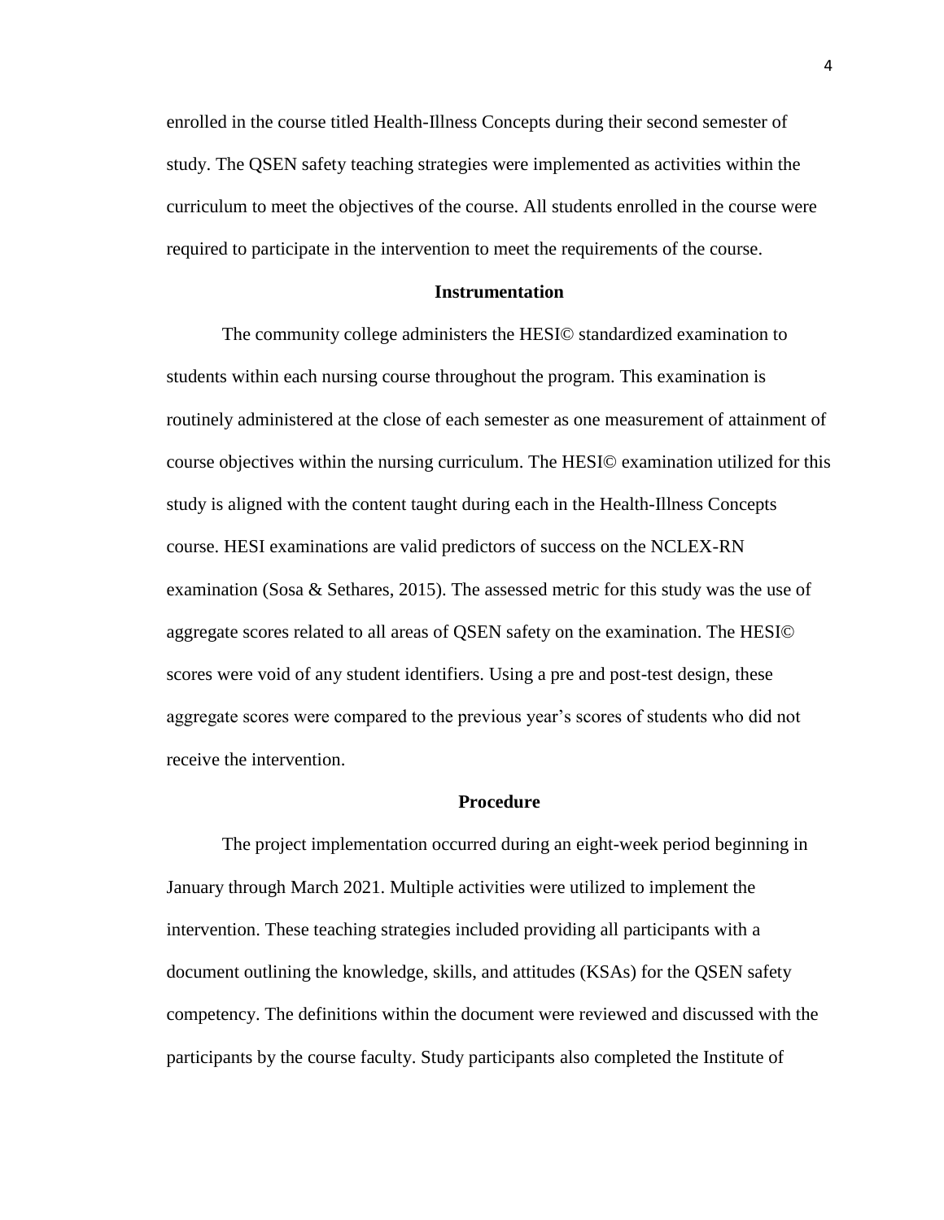enrolled in the course titled Health-Illness Concepts during their second semester of study. The QSEN safety teaching strategies were implemented as activities within the curriculum to meet the objectives of the course. All students enrolled in the course were required to participate in the intervention to meet the requirements of the course.

## Instrumentation

The community college administers the HESI© standardized examination to students within each nursing course throughout the program. This examination is routinely administered at the close of each semester as one measurement of attainment of course objectives within the nursing curriculum. The HESI© examination utilized for this study is aligned with the content taught during each in the Health-Illness Concepts course. HESI examinations are valid predictors of success on the NCLEX-RN examination (Sosa & Sethares, 2015). The assessed metric for this study was the use of aggregate scores related to all areas of QSEN safety on the examination. The HESI© scores were void of any student identifiers. Using a pre and post-test design, these aggregate scores were compared to the previous year's scores of students who did not receive the intervention.

## Procedure

The project implementation occurred during an eight-week period beginning in January through March 2021. Multiple activities were utilized to implement the intervention. These teaching strategies included providing all participants with a document outlining the knowledge, skills, and attitudes (KSAs) for the QSEN safety competency. The definitions within the document were reviewed and discussed with the participants by the course faculty. Study participants also completed the Institute of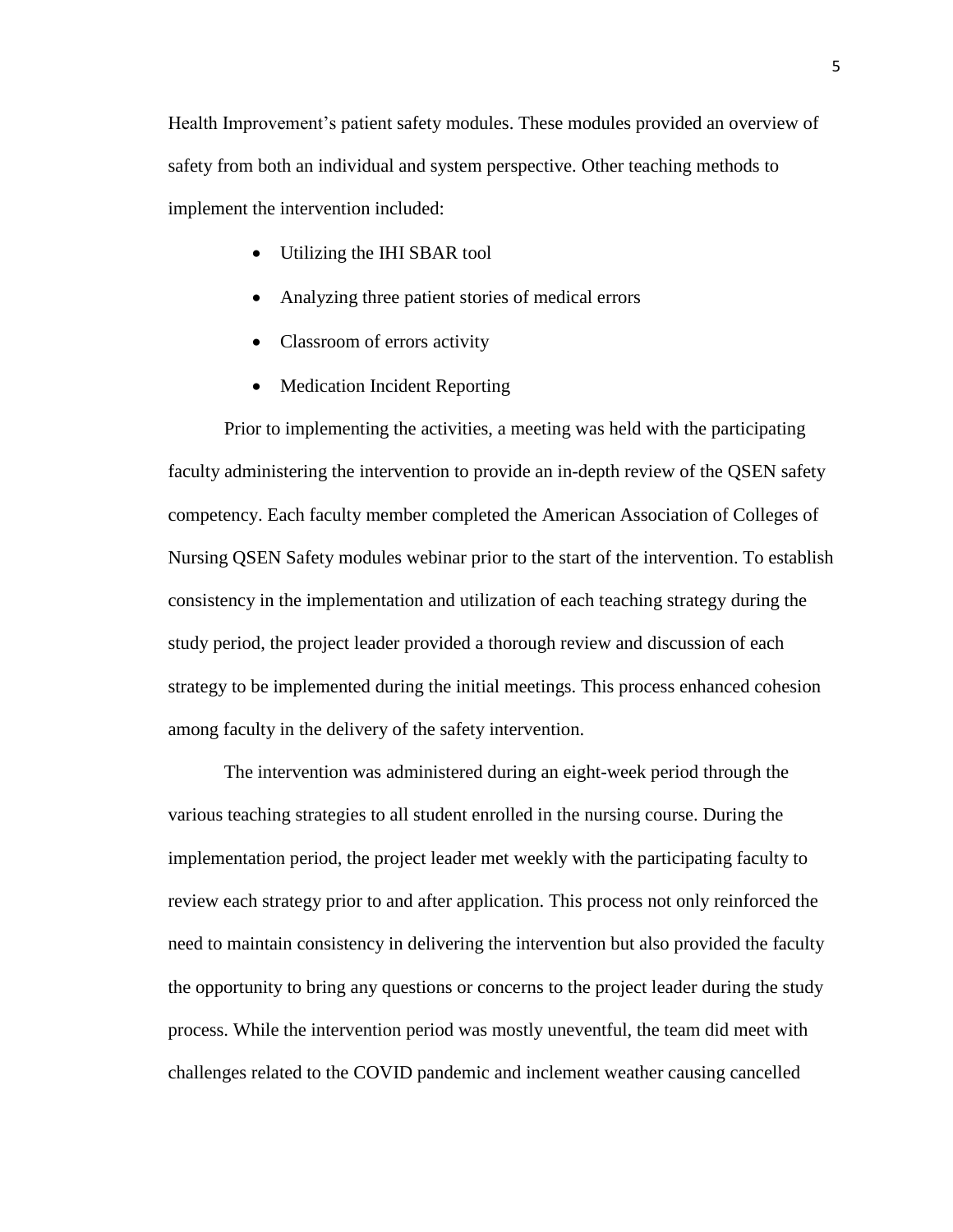Health Improvement's patient safety modules. These modules provided an overview of safety from both an individual and system perspective. Other teaching methods to implement the intervention included:

- Utilizing the IHI SBAR tool
- Analyzing three patient stories of medical errors
- Classroom of errors activity
- Medication Incident Reporting

Prior to implementing the activities, a meeting was held with the participating faculty administering the intervention to provide an in-depth review of the QSEN safety competency. Each faculty member completed the American Association of Colleges of Nursing QSEN Safety modules webinar prior to the start of the intervention. To establish consistency in the implementation and utilization of each teaching strategy during the study period, the project leader provided a thorough review and discussion of each strategy to be implemented during the initial meetings. This process enhanced cohesion among faculty in the delivery of the safety intervention.

The intervention was administered during an eight-week period through the various teaching strategies to all student enrolled in the nursing course. During the implementation period, the project leader met weekly with the participating faculty to review each strategy prior to and after application. This process not only reinforced the need to maintain consistency in delivering the intervention but also provided the faculty the opportunity to bring any questions or concerns to the project leader during the study process. While the intervention period was mostly uneventful, the team did meet with challenges related to the COVID pandemic and inclement weather causing cancelled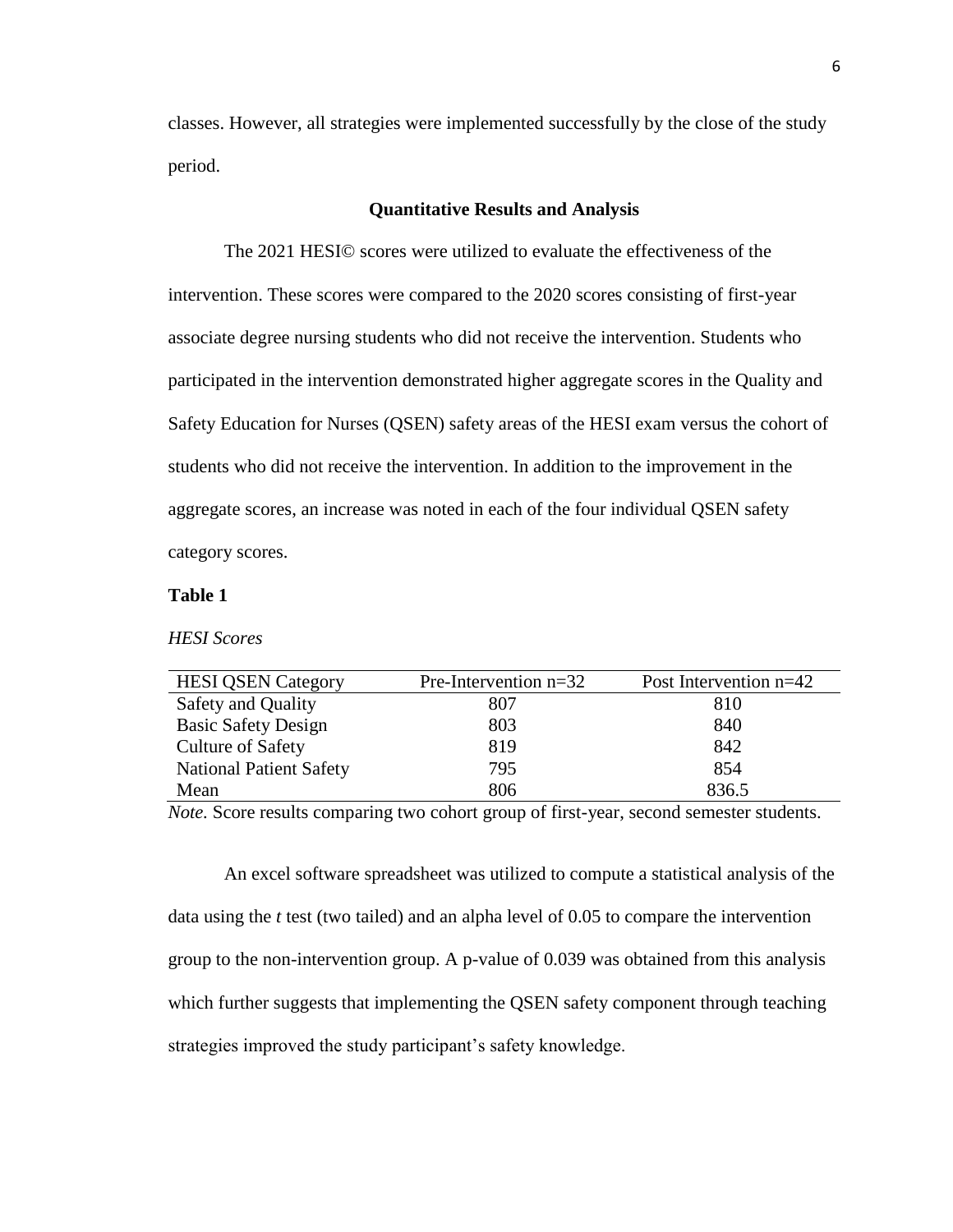classes. However, all strategies were implemented successfully by the close of the study period.

## Quantitative Results and Analysis

The 2021 HESI© scores were utilized to evaluate the effectiveness of the intervention. These scores were compared to the 2020 scores consisting of first-year associate degree nursing students who did not receive the intervention. Students who participated in the intervention demonstrated higher aggregate scores in the Quality and Safety Education for Nurses (QSEN) safety areas of the HESI exam versus the cohort of students who did not receive the intervention. In addition to the improvement in the aggregate scores, an increase was noted in each of the four individual QSEN safety category scores.

**Table 1**

*HESI Scores*

| HESI QSEN Category | Pre-Intervention n=32 | Post Intervention n=42 |
|---|---|---|
| Safety and Quality | 807 | 810 |
| Basic Safety Design | 803 | 840 |
| Culture of Safety | 819 | 842 |
| National Patient Safety | 795 | 854 |
| Mean | 806 | 836.5 |

*Note.* Score results comparing two cohort group of first-year, second semester students.

An excel software spreadsheet was utilized to compute a statistical analysis of the data using the *t* test (two tailed) and an alpha level of 0.05 to compare the intervention group to the non-intervention group. A p-value of 0.039 was obtained from this analysis which further suggests that implementing the QSEN safety component through teaching strategies improved the study participant's safety knowledge.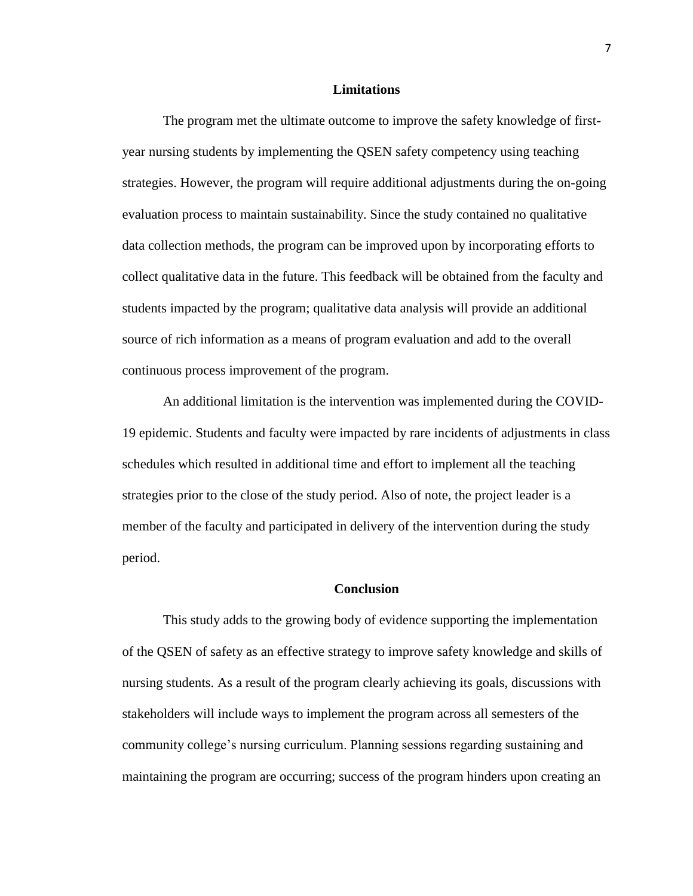## Limitations

The program met the ultimate outcome to improve the safety knowledge of first-year nursing students by implementing the QSEN safety competency using teaching strategies. However, the program will require additional adjustments during the on-going evaluation process to maintain sustainability. Since the study contained no qualitative data collection methods, the program can be improved upon by incorporating efforts to collect qualitative data in the future. This feedback will be obtained from the faculty and students impacted by the program; qualitative data analysis will provide an additional source of rich information as a means of program evaluation and add to the overall continuous process improvement of the program.

An additional limitation is the intervention was implemented during the COVID-19 epidemic. Students and faculty were impacted by rare incidents of adjustments in class schedules which resulted in additional time and effort to implement all the teaching strategies prior to the close of the study period. Also of note, the project leader is a member of the faculty and participated in delivery of the intervention during the study period.

## Conclusion

This study adds to the growing body of evidence supporting the implementation of the QSEN of safety as an effective strategy to improve safety knowledge and skills of nursing students. As a result of the program clearly achieving its goals, discussions with stakeholders will include ways to implement the program across all semesters of the community college's nursing curriculum. Planning sessions regarding sustaining and maintaining the program are occurring; success of the program hinders upon creating an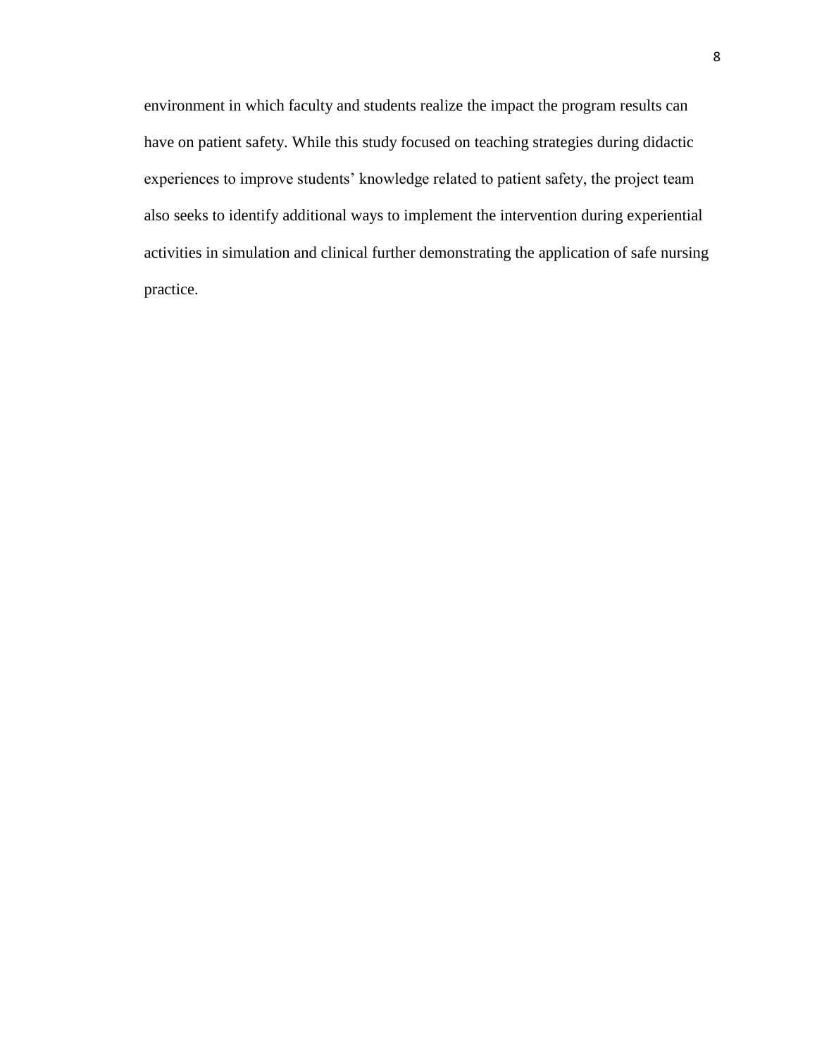environment in which faculty and students realize the impact the program results can have on patient safety. While this study focused on teaching strategies during didactic experiences to improve students' knowledge related to patient safety, the project team also seeks to identify additional ways to implement the intervention during experiential activities in simulation and clinical further demonstrating the application of safe nursing practice.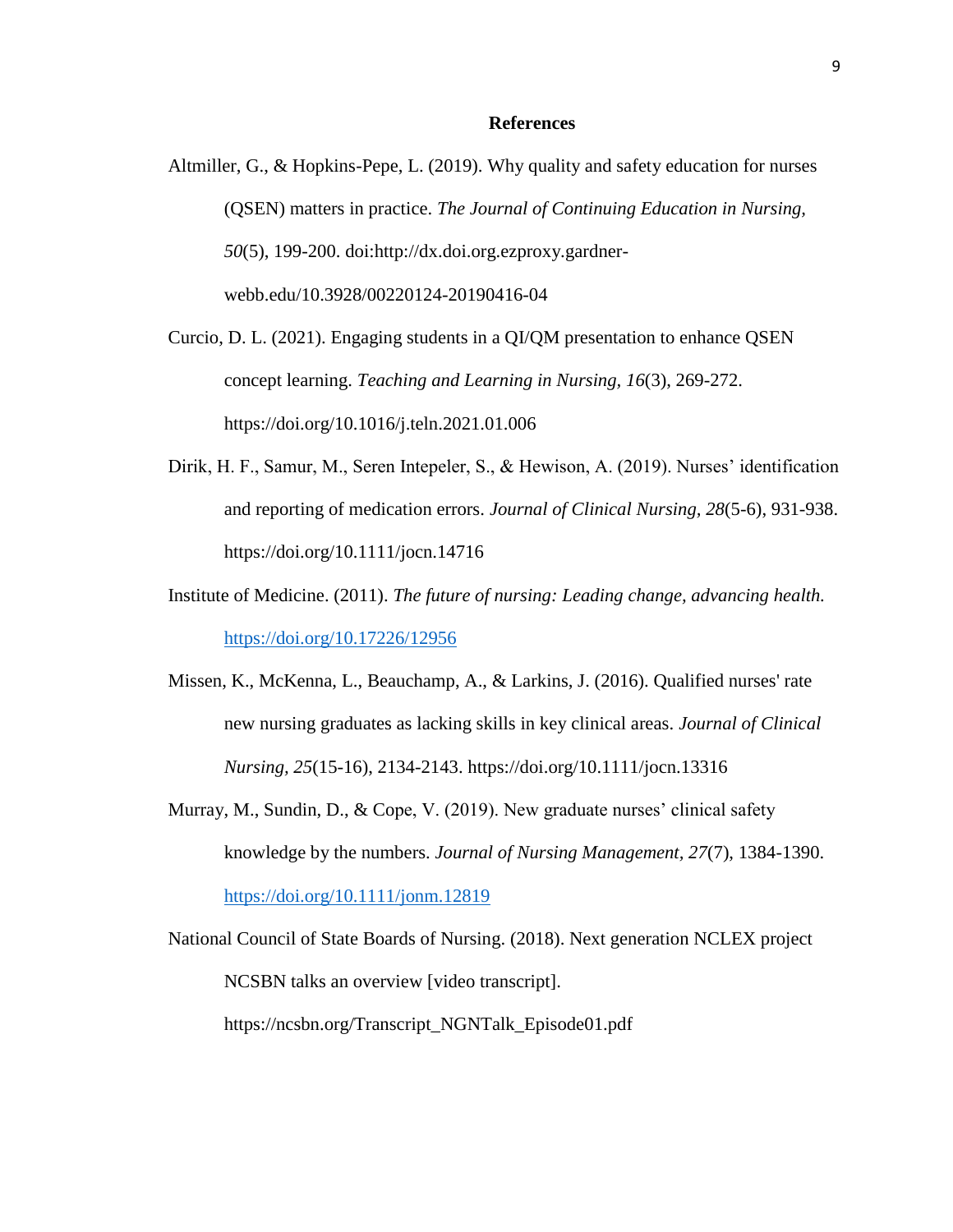## References

Altmiller, G., & Hopkins-Pepe, L. (2019). Why quality and safety education for nurses (QSEN) matters in practice. *The Journal of Continuing Education in Nursing, 50*(5), 199-200. doi:http://dx.doi.org.ezproxy.gardner-webb.edu/10.3928/00220124-20190416-04

Curcio, D. L. (2021). Engaging students in a QI/QM presentation to enhance QSEN concept learning. *Teaching and Learning in Nursing, 16*(3), 269-272. https://doi.org/10.1016/j.teln.2021.01.006

Dirik, H. F., Samur, M., Seren Intepeler, S., & Hewison, A. (2019). Nurses' identification and reporting of medication errors. *Journal of Clinical Nursing, 28*(5-6), 931-938. https://doi.org/10.1111/jocn.14716

Institute of Medicine. (2011). *The future of nursing: Leading change, advancing health.* https://doi.org/10.17226/12956

Missen, K., McKenna, L., Beauchamp, A., & Larkins, J. (2016). Qualified nurses' rate new nursing graduates as lacking skills in key clinical areas. *Journal of Clinical Nursing, 25*(15-16), 2134-2143. https://doi.org/10.1111/jocn.13316

Murray, M., Sundin, D., & Cope, V. (2019). New graduate nurses' clinical safety knowledge by the numbers. *Journal of Nursing Management, 27*(7), 1384-1390. https://doi.org/10.1111/jonm.12819

National Council of State Boards of Nursing. (2018). Next generation NCLEX project NCSBN talks an overview [video transcript]. https://ncsbn.org/Transcript_NGNTalk_Episode01.pdf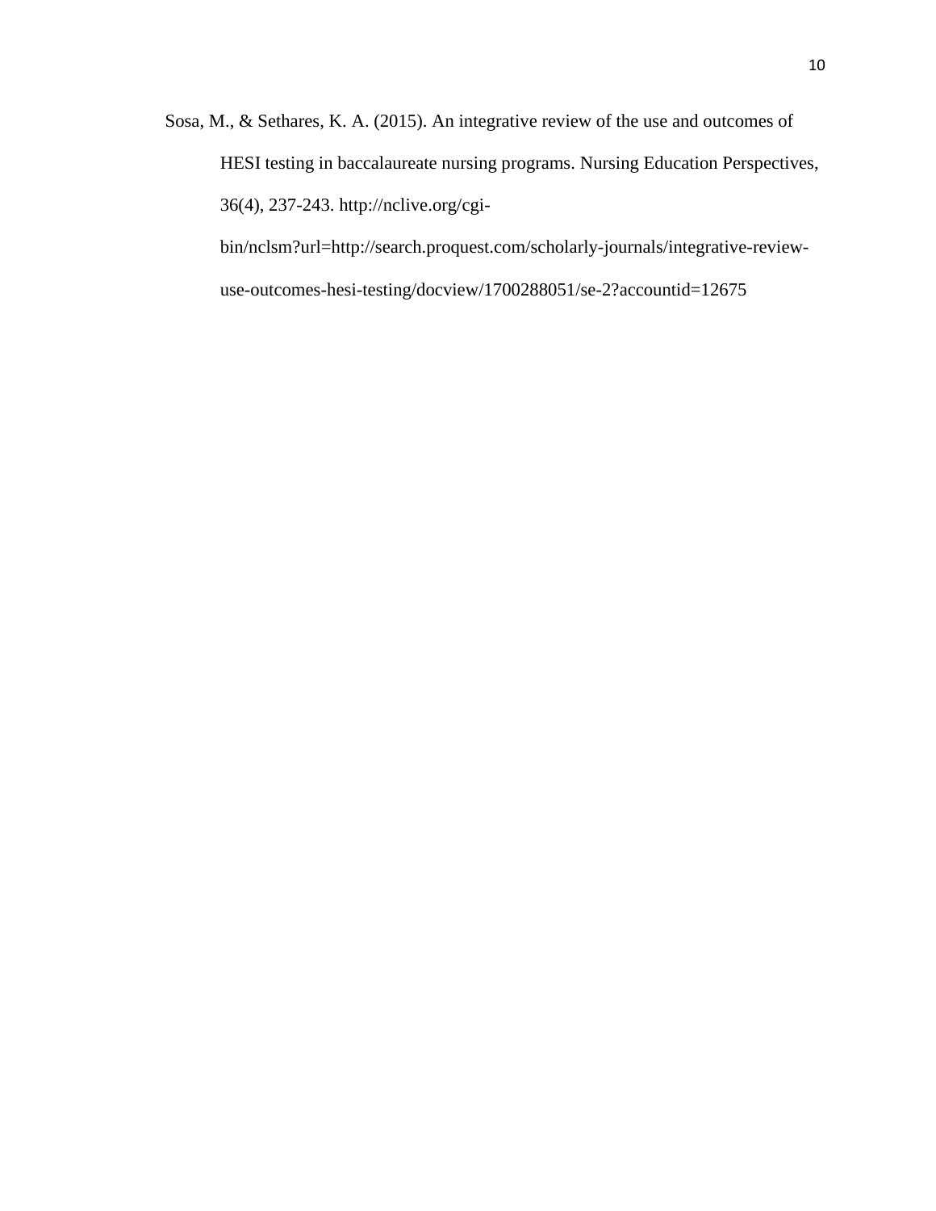Sosa, M., & Sethares, K. A. (2015). An integrative review of the use and outcomes of HESI testing in baccalaureate nursing programs. Nursing Education Perspectives, 36(4), 237-243. http://nclive.org/cgi-bin/nclsm?url=http://search.proquest.com/scholarly-journals/integrative-review-use-outcomes-hesi-testing/docview/1700288051/se-2?accountid=12675